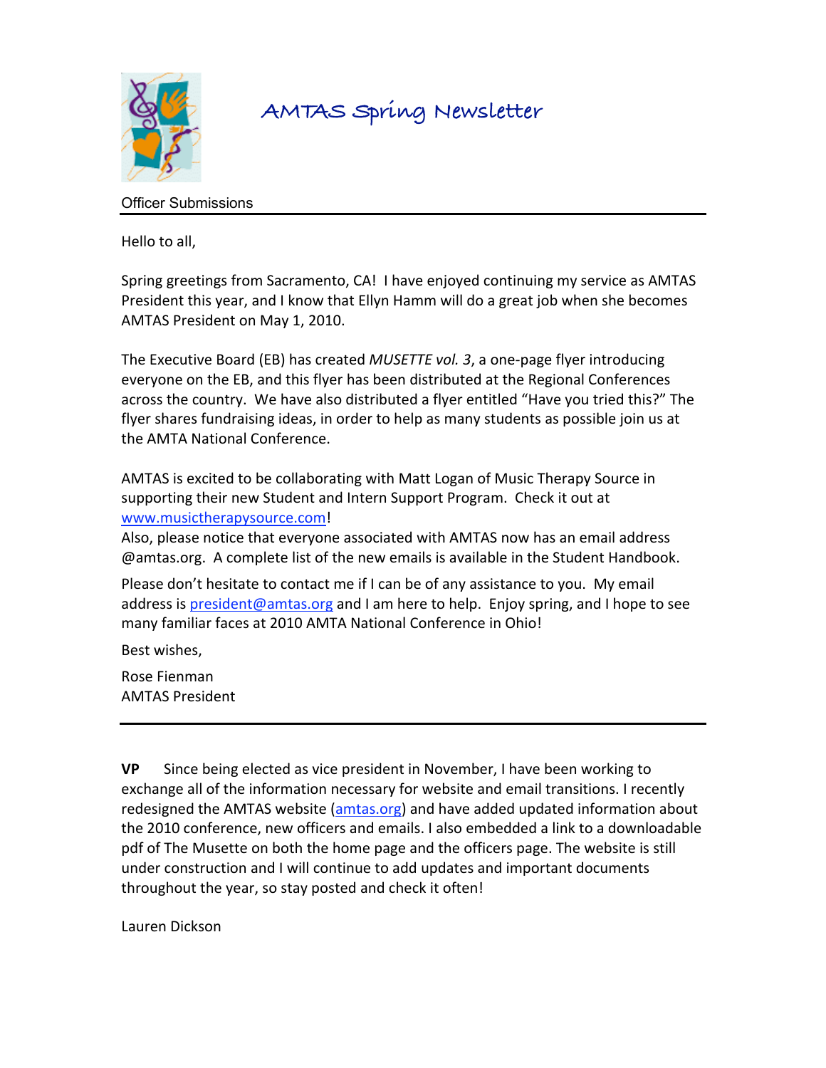# AMTAS Spring Newsletter

## Officer Submissions

Hello to all,

Spring greetings from Sacramento, CA! I have enjoyed continuing my service as AMTAS President this year, and I know that Ellyn Hamm will do a great job when she becomes AMTAS President on May 1, 2010.

The Executive Board (EB) has created *MUSETTE vol. 3*, a one-page flyer introducing everyone on the EB, and this flyer has been distributed at the Regional Conferences across the country. We have also distributed a flyer entitled "Have you tried this?" The flyer shares fundraising ideas, in order to help as many students as possible join us at the AMTA National Conference.

AMTAS is excited to be collaborating with Matt Logan of Music Therapy Source in supporting their new Student and Intern Support Program. Check it out at www.musictherapysource.com!

Also, please notice that everyone associated with AMTAS now has an email address @amtas.org. A complete list of the new emails is available in the Student Handbook.

Please don't hesitate to contact me if I can be of any assistance to you. My email address is president@amtas.org and I am here to help. Enjoy spring, and I hope to see many familiar faces at 2010 AMTA National Conference in Ohio!

Best wishes,

Rose Fienman
AMTAS President

---

**VP** Since being elected as vice president in November, I have been working to exchange all of the information necessary for website and email transitions. I recently redesigned the AMTAS website (amtas.org) and have added updated information about the 2010 conference, new officers and emails. I also embedded a link to a downloadable pdf of The Musette on both the home page and the officers page. The website is still under construction and I will continue to add updates and important documents throughout the year, so stay posted and check it often!

Lauren Dickson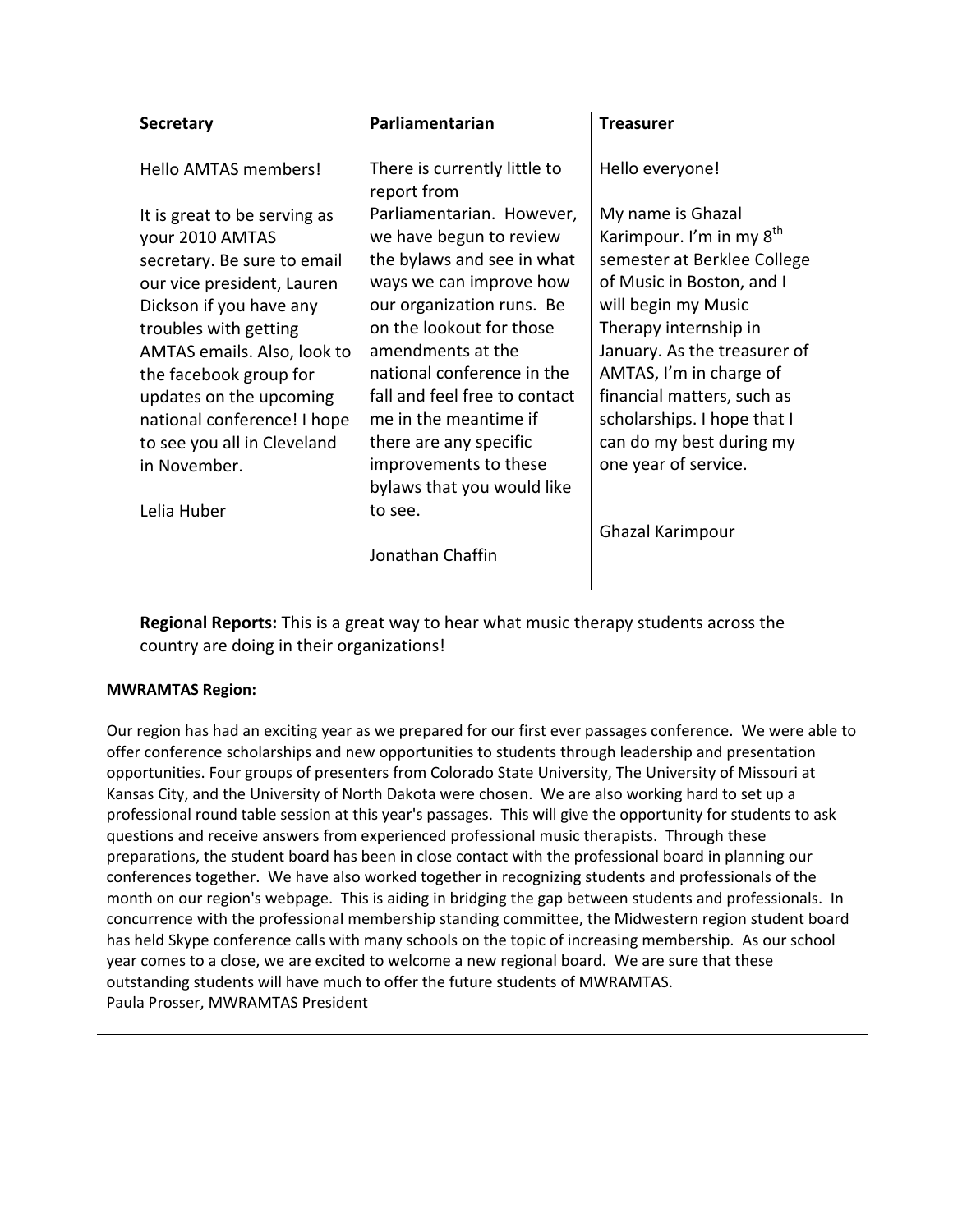**Secretary**

Hello AMTAS members!

It is great to be serving as your 2010 AMTAS secretary. Be sure to email our vice president, Lauren Dickson if you have any troubles with getting AMTAS emails. Also, look to the facebook group for updates on the upcoming national conference! I hope to see you all in Cleveland in November.

Lelia Huber

**Parliamentarian**

There is currently little to report from Parliamentarian. However, we have begun to review the bylaws and see in what ways we can improve how our organization runs. Be on the lookout for those amendments at the national conference in the fall and feel free to contact me in the meantime if there are any specific improvements to these bylaws that you would like to see.

Jonathan Chaffin

**Treasurer**

Hello everyone!

My name is Ghazal Karimpour. I'm in my 8th semester at Berklee College of Music in Boston, and I will begin my Music Therapy internship in January. As the treasurer of AMTAS, I'm in charge of financial matters, such as scholarships. I hope that I can do my best during my one year of service.

Ghazal Karimpour

**Regional Reports:** This is a great way to hear what music therapy students across the country are doing in their organizations!

**MWRAMTAS Region:**

Our region has had an exciting year as we prepared for our first ever passages conference. We were able to offer conference scholarships and new opportunities to students through leadership and presentation opportunities. Four groups of presenters from Colorado State University, The University of Missouri at Kansas City, and the University of North Dakota were chosen. We are also working hard to set up a professional round table session at this year's passages. This will give the opportunity for students to ask questions and receive answers from experienced professional music therapists. Through these preparations, the student board has been in close contact with the professional board in planning our conferences together. We have also worked together in recognizing students and professionals of the month on our region's webpage. This is aiding in bridging the gap between students and professionals. In concurrence with the professional membership standing committee, the Midwestern region student board has held Skype conference calls with many schools on the topic of increasing membership. As our school year comes to a close, we are excited to welcome a new regional board. We are sure that these outstanding students will have much to offer the future students of MWRAMTAS.
Paula Prosser, MWRAMTAS President

---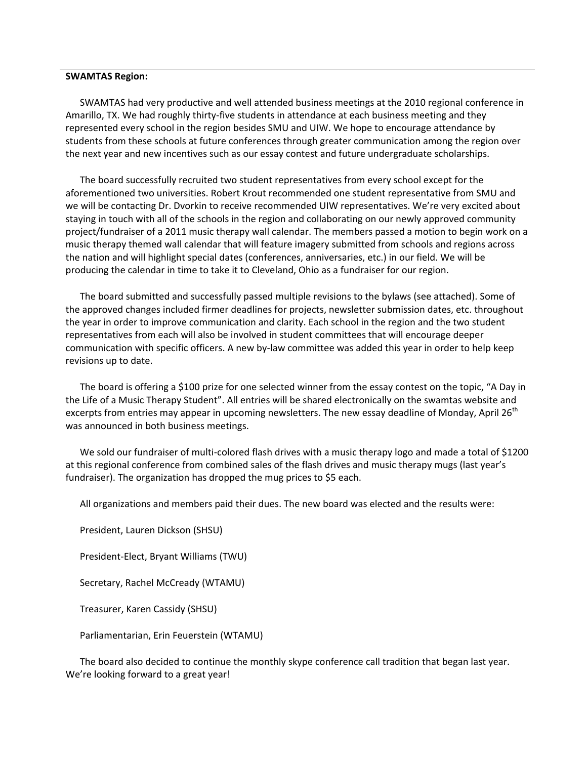**SWAMTAS Region:**

SWAMTAS had very productive and well attended business meetings at the 2010 regional conference in Amarillo, TX. We had roughly thirty-five students in attendance at each business meeting and they represented every school in the region besides SMU and UIW. We hope to encourage attendance by students from these schools at future conferences through greater communication among the region over the next year and new incentives such as our essay contest and future undergraduate scholarships.

The board successfully recruited two student representatives from every school except for the aforementioned two universities. Robert Krout recommended one student representative from SMU and we will be contacting Dr. Dvorkin to receive recommended UIW representatives. We're very excited about staying in touch with all of the schools in the region and collaborating on our newly approved community project/fundraiser of a 2011 music therapy wall calendar. The members passed a motion to begin work on a music therapy themed wall calendar that will feature imagery submitted from schools and regions across the nation and will highlight special dates (conferences, anniversaries, etc.) in our field. We will be producing the calendar in time to take it to Cleveland, Ohio as a fundraiser for our region.

The board submitted and successfully passed multiple revisions to the bylaws (see attached). Some of the approved changes included firmer deadlines for projects, newsletter submission dates, etc. throughout the year in order to improve communication and clarity. Each school in the region and the two student representatives from each will also be involved in student committees that will encourage deeper communication with specific officers. A new by-law committee was added this year in order to help keep revisions up to date.

The board is offering a $100 prize for one selected winner from the essay contest on the topic, "A Day in the Life of a Music Therapy Student". All entries will be shared electronically on the swamtas website and excerpts from entries may appear in upcoming newsletters. The new essay deadline of Monday, April 26th was announced in both business meetings.

We sold our fundraiser of multi-colored flash drives with a music therapy logo and made a total of $1200 at this regional conference from combined sales of the flash drives and music therapy mugs (last year's fundraiser). The organization has dropped the mug prices to $5 each.

All organizations and members paid their dues. The new board was elected and the results were:

President, Lauren Dickson (SHSU)

President-Elect, Bryant Williams (TWU)

Secretary, Rachel McCready (WTAMU)

Treasurer, Karen Cassidy (SHSU)

Parliamentarian, Erin Feuerstein (WTAMU)

The board also decided to continue the monthly skype conference call tradition that began last year. We're looking forward to a great year!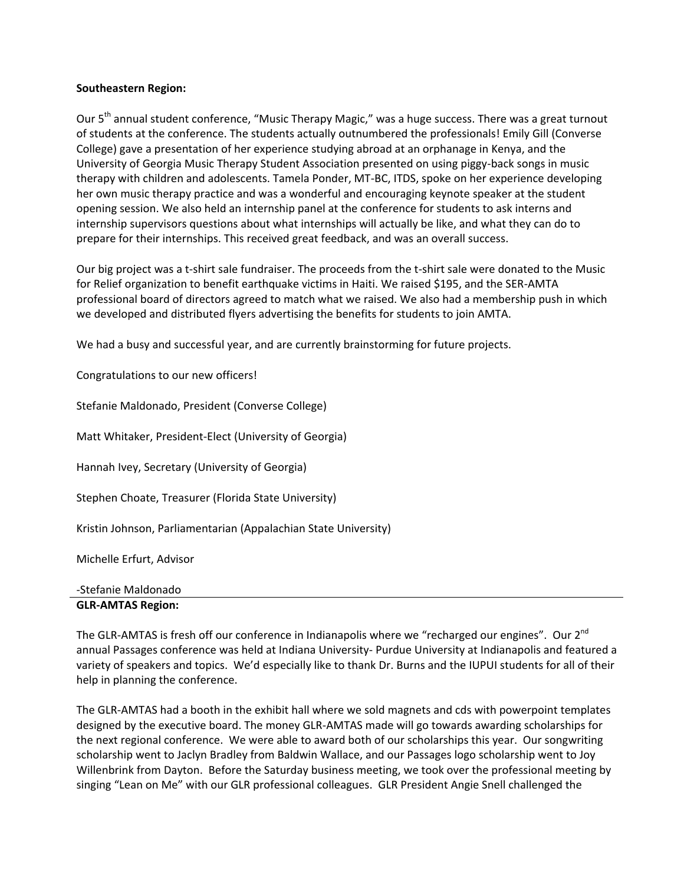**Southeastern Region:**

Our 5th annual student conference, "Music Therapy Magic," was a huge success. There was a great turnout of students at the conference. The students actually outnumbered the professionals! Emily Gill (Converse College) gave a presentation of her experience studying abroad at an orphanage in Kenya, and the University of Georgia Music Therapy Student Association presented on using piggy-back songs in music therapy with children and adolescents. Tamela Ponder, MT-BC, ITDS, spoke on her experience developing her own music therapy practice and was a wonderful and encouraging keynote speaker at the student opening session. We also held an internship panel at the conference for students to ask interns and internship supervisors questions about what internships will actually be like, and what they can do to prepare for their internships. This received great feedback, and was an overall success.

Our big project was a t-shirt sale fundraiser. The proceeds from the t-shirt sale were donated to the Music for Relief organization to benefit earthquake victims in Haiti. We raised $195, and the SER-AMTA professional board of directors agreed to match what we raised. We also had a membership push in which we developed and distributed flyers advertising the benefits for students to join AMTA.

We had a busy and successful year, and are currently brainstorming for future projects.

Congratulations to our new officers!

Stefanie Maldonado, President (Converse College)

Matt Whitaker, President-Elect (University of Georgia)

Hannah Ivey, Secretary (University of Georgia)

Stephen Choate, Treasurer (Florida State University)

Kristin Johnson, Parliamentarian (Appalachian State University)

Michelle Erfurt, Advisor

-Stefanie Maldonado

---

**GLR-AMTAS Region:**

The GLR-AMTAS is fresh off our conference in Indianapolis where we "recharged our engines". Our 2nd annual Passages conference was held at Indiana University- Purdue University at Indianapolis and featured a variety of speakers and topics. We'd especially like to thank Dr. Burns and the IUPUI students for all of their help in planning the conference.

The GLR-AMTAS had a booth in the exhibit hall where we sold magnets and cds with powerpoint templates designed by the executive board. The money GLR-AMTAS made will go towards awarding scholarships for the next regional conference. We were able to award both of our scholarships this year. Our songwriting scholarship went to Jaclyn Bradley from Baldwin Wallace, and our Passages logo scholarship went to Joy Willenbrink from Dayton. Before the Saturday business meeting, we took over the professional meeting by singing "Lean on Me" with our GLR professional colleagues. GLR President Angie Snell challenged the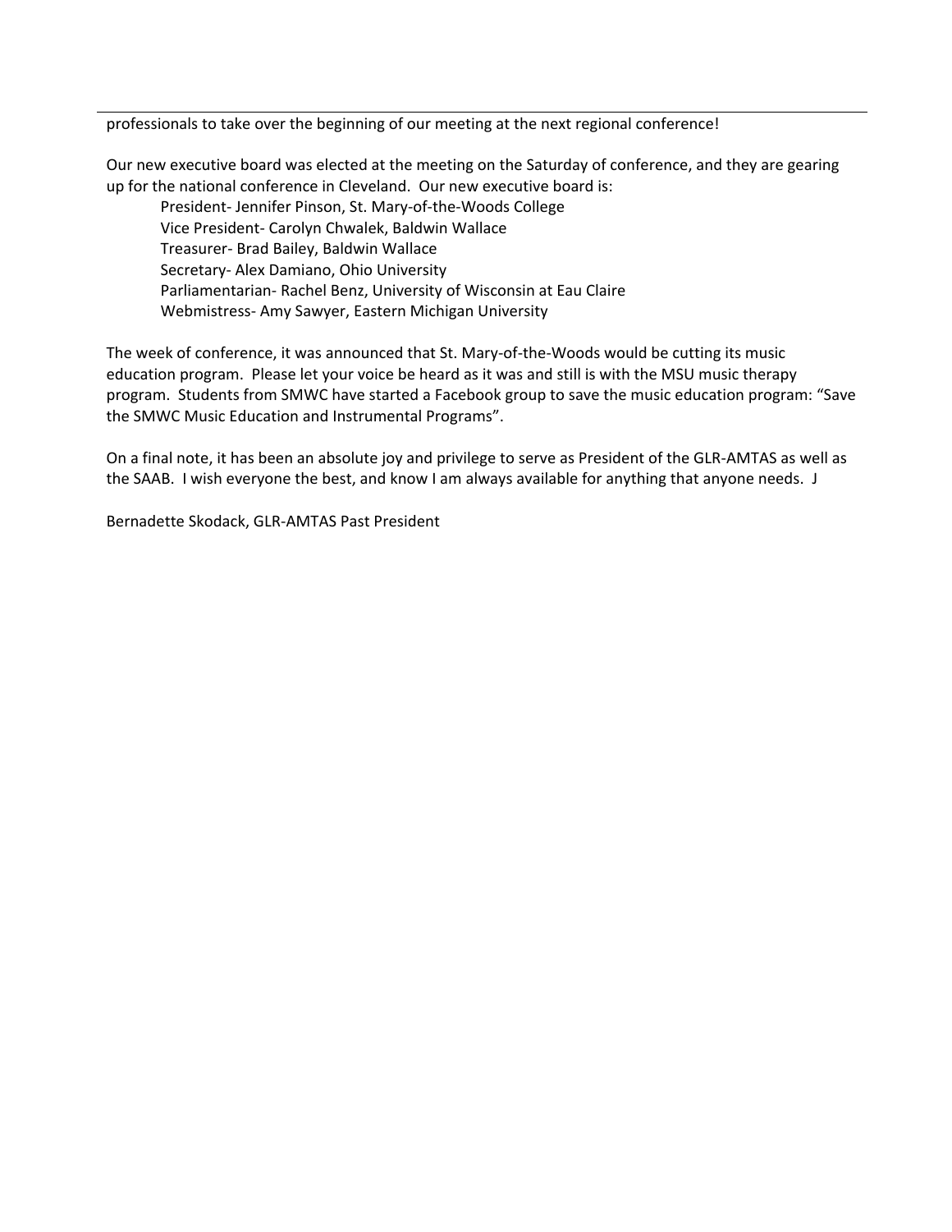professionals to take over the beginning of our meeting at the next regional conference!

Our new executive board was elected at the meeting on the Saturday of conference, and they are gearing up for the national conference in Cleveland. Our new executive board is:

President- Jennifer Pinson, St. Mary-of-the-Woods College
Vice President- Carolyn Chwalek, Baldwin Wallace
Treasurer- Brad Bailey, Baldwin Wallace
Secretary- Alex Damiano, Ohio University
Parliamentarian- Rachel Benz, University of Wisconsin at Eau Claire
Webmistress- Amy Sawyer, Eastern Michigan University

The week of conference, it was announced that St. Mary-of-the-Woods would be cutting its music education program. Please let your voice be heard as it was and still is with the MSU music therapy program. Students from SMWC have started a Facebook group to save the music education program: "Save the SMWC Music Education and Instrumental Programs".

On a final note, it has been an absolute joy and privilege to serve as President of the GLR-AMTAS as well as the SAAB. I wish everyone the best, and know I am always available for anything that anyone needs. J

Bernadette Skodack, GLR-AMTAS Past President